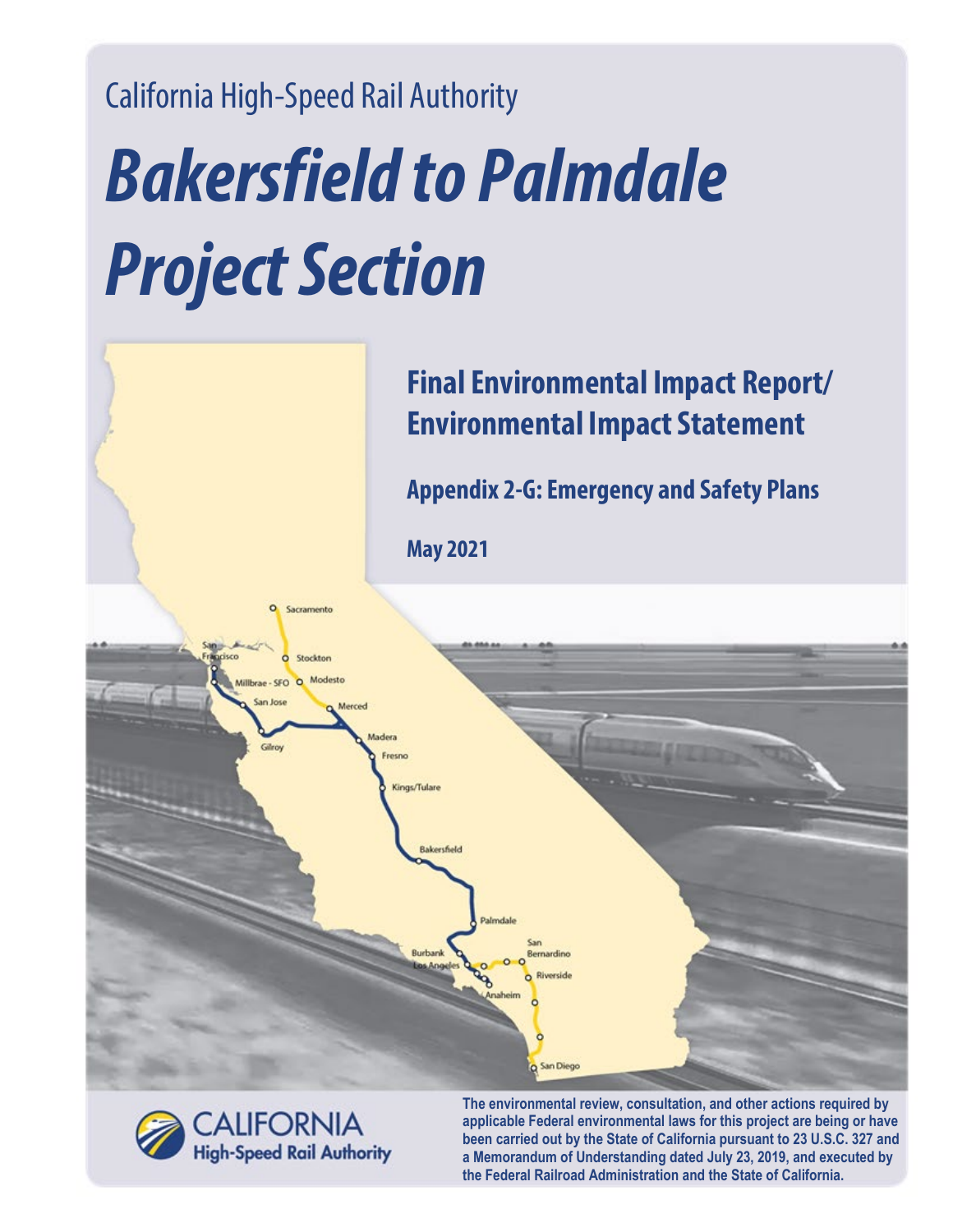California High-Speed Rail Authority

# *Bakersfield to Palmdale Project Section*

## Final Environmental Impact Report/ Environmental Impact Statement

### Appendix 2-G: Emergency and Safety Plans

**May 2021**

**The environmental review, consultation, and other actions required by applicable Federal environmental laws for this project are being or have been carried out by the State of California pursuant to 23 U.S.C. 327 and a Memorandum of Understanding dated July 23, 2019, and executed by the Federal Railroad Administration and the State of California.**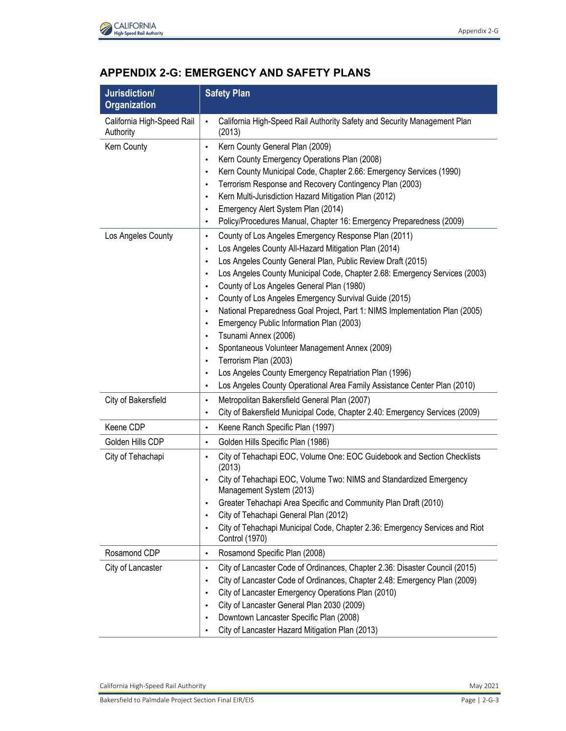## APPENDIX 2-G: EMERGENCY AND SAFETY PLANS

| Jurisdiction/ Organization | Safety Plan |
|---|---|
| California High-Speed Rail Authority | • California High-Speed Rail Authority Safety and Security Management Plan (2013) |
| Kern County | • Kern County General Plan (2009)<br>• Kern County Emergency Operations Plan (2008)<br>• Kern County Municipal Code, Chapter 2.66: Emergency Services (1990)<br>• Terrorism Response and Recovery Contingency Plan (2003)<br>• Kern Multi-Jurisdiction Hazard Mitigation Plan (2012)<br>• Emergency Alert System Plan (2014)<br>• Policy/Procedures Manual, Chapter 16: Emergency Preparedness (2009) |
| Los Angeles County | • County of Los Angeles Emergency Response Plan (2011)<br>• Los Angeles County All-Hazard Mitigation Plan (2014)<br>• Los Angeles County General Plan, Public Review Draft (2015)<br>• Los Angeles County Municipal Code, Chapter 2.68: Emergency Services (2003)<br>• County of Los Angeles General Plan (1980)<br>• County of Los Angeles Emergency Survival Guide (2015)<br>• National Preparedness Goal Project, Part 1: NIMS Implementation Plan (2005)<br>• Emergency Public Information Plan (2003)<br>• Tsunami Annex (2006)<br>• Spontaneous Volunteer Management Annex (2009)<br>• Terrorism Plan (2003)<br>• Los Angeles County Emergency Repatriation Plan (1996)<br>• Los Angeles County Operational Area Family Assistance Center Plan (2010) |
| City of Bakersfield | • Metropolitan Bakersfield General Plan (2007)<br>• City of Bakersfield Municipal Code, Chapter 2.40: Emergency Services (2009) |
| Keene CDP | • Keene Ranch Specific Plan (1997) |
| Golden Hills CDP | • Golden Hills Specific Plan (1986) |
| City of Tehachapi | • City of Tehachapi EOC, Volume One: EOC Guidebook and Section Checklists (2013)<br>• City of Tehachapi EOC, Volume Two: NIMS and Standardized Emergency Management System (2013)<br>• Greater Tehachapi Area Specific and Community Plan Draft (2010)<br>• City of Tehachapi General Plan (2012)<br>• City of Tehachapi Municipal Code, Chapter 2.36: Emergency Services and Riot Control (1970) |
| Rosamond CDP | • Rosamond Specific Plan (2008) |
| City of Lancaster | • City of Lancaster Code of Ordinances, Chapter 2.36: Disaster Council (2015)<br>• City of Lancaster Code of Ordinances, Chapter 2.48: Emergency Plan (2009)<br>• City of Lancaster Emergency Operations Plan (2010)<br>• City of Lancaster General Plan 2030 (2009)<br>• Downtown Lancaster Specific Plan (2008)<br>• City of Lancaster Hazard Mitigation Plan (2013) |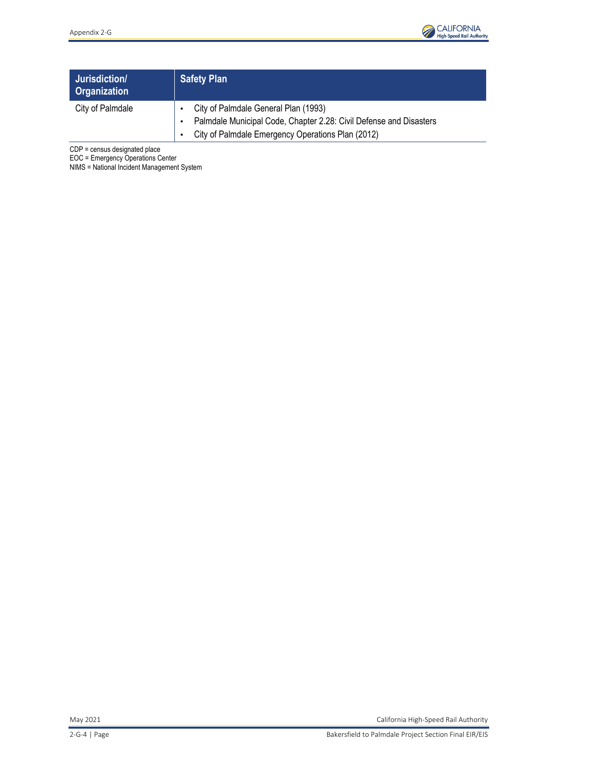| Jurisdiction/ Organization | Safety Plan |
|---|---|
| City of Palmdale | • City of Palmdale General Plan (1993)<br>• Palmdale Municipal Code, Chapter 2.28: Civil Defense and Disasters<br>• City of Palmdale Emergency Operations Plan (2012) |

CDP = census designated place
EOC = Emergency Operations Center
NIMS = National Incident Management System